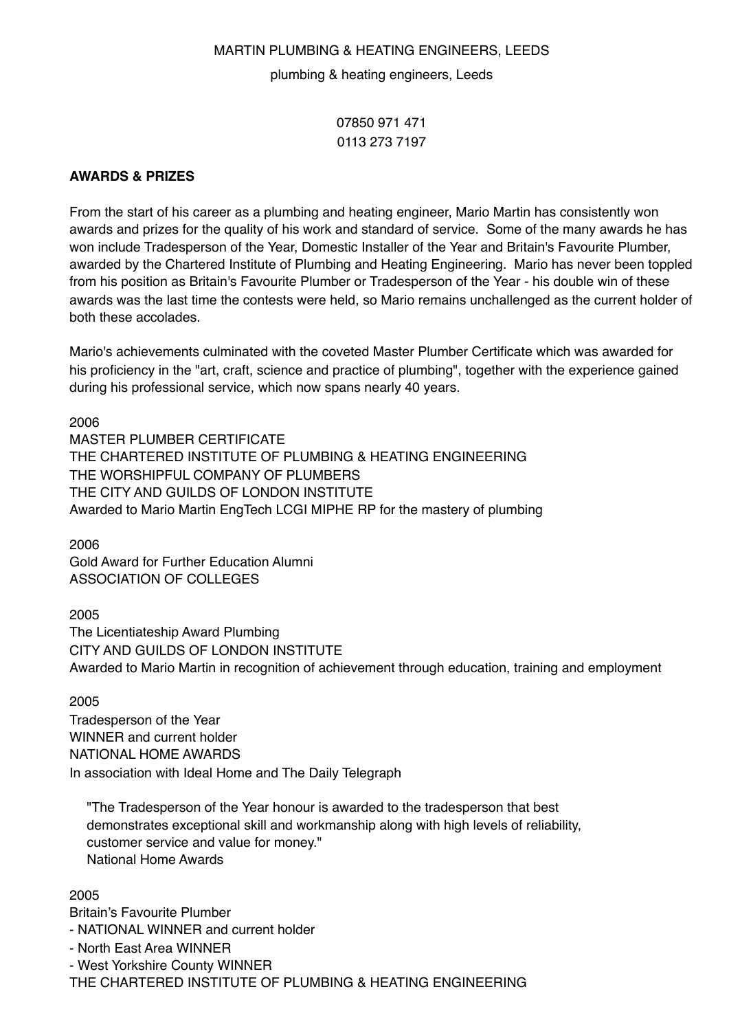MARTIN PLUMBING & HEATING ENGINEERS, LEEDS

plumbing & heating engineers, Leeds

07850 971 471
0113 273 7197

**AWARDS & PRIZES**

From the start of his career as a plumbing and heating engineer, Mario Martin has consistently won awards and prizes for the quality of his work and standard of service. Some of the many awards he has won include Tradesperson of the Year, Domestic Installer of the Year and Britain's Favourite Plumber, awarded by the Chartered Institute of Plumbing and Heating Engineering. Mario has never been toppled from his position as Britain's Favourite Plumber or Tradesperson of the Year - his double win of these awards was the last time the contests were held, so Mario remains unchallenged as the current holder of both these accolades.

Mario's achievements culminated with the coveted Master Plumber Certificate which was awarded for his proficiency in the "art, craft, science and practice of plumbing", together with the experience gained during his professional service, which now spans nearly 40 years.

2006
MASTER PLUMBER CERTIFICATE
THE CHARTERED INSTITUTE OF PLUMBING & HEATING ENGINEERING
THE WORSHIPFUL COMPANY OF PLUMBERS
THE CITY AND GUILDS OF LONDON INSTITUTE
Awarded to Mario Martin EngTech LCGI MIPHE RP for the mastery of plumbing

2006
Gold Award for Further Education Alumni
ASSOCIATION OF COLLEGES

2005
The Licentiateship Award Plumbing
CITY AND GUILDS OF LONDON INSTITUTE
Awarded to Mario Martin in recognition of achievement through education, training and employment

2005
Tradesperson of the Year
WINNER and current holder
NATIONAL HOME AWARDS
In association with Ideal Home and The Daily Telegraph

> "The Tradesperson of the Year honour is awarded to the tradesperson that best demonstrates exceptional skill and workmanship along with high levels of reliability, customer service and value for money."
> National Home Awards

2005
Britain's Favourite Plumber
- NATIONAL WINNER and current holder
- North East Area WINNER
- West Yorkshire County WINNER

THE CHARTERED INSTITUTE OF PLUMBING & HEATING ENGINEERING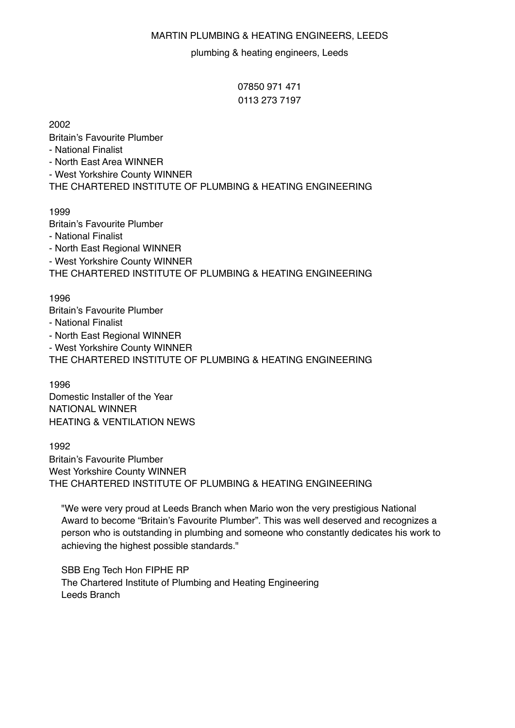MARTIN PLUMBING & HEATING ENGINEERS, LEEDS

plumbing & heating engineers, Leeds

07850 971 471
0113 273 7197

2002
Britain's Favourite Plumber
- National Finalist
- North East Area WINNER
- West Yorkshire County WINNER
THE CHARTERED INSTITUTE OF PLUMBING & HEATING ENGINEERING

1999
Britain's Favourite Plumber
- National Finalist
- North East Regional WINNER
- West Yorkshire County WINNER
THE CHARTERED INSTITUTE OF PLUMBING & HEATING ENGINEERING

1996
Britain's Favourite Plumber
- National Finalist
- North East Regional WINNER
- West Yorkshire County WINNER
THE CHARTERED INSTITUTE OF PLUMBING & HEATING ENGINEERING

1996
Domestic Installer of the Year
NATIONAL WINNER
HEATING & VENTILATION NEWS

1992
Britain's Favourite Plumber
West Yorkshire County WINNER
THE CHARTERED INSTITUTE OF PLUMBING & HEATING ENGINEERING

> "We were very proud at Leeds Branch when Mario won the very prestigious National Award to become "Britain's Favourite Plumber". This was well deserved and recognizes a person who is outstanding in plumbing and someone who constantly dedicates his work to achieving the highest possible standards."
>
> SBB Eng Tech Hon FIPHE RP
> The Chartered Institute of Plumbing and Heating Engineering
> Leeds Branch